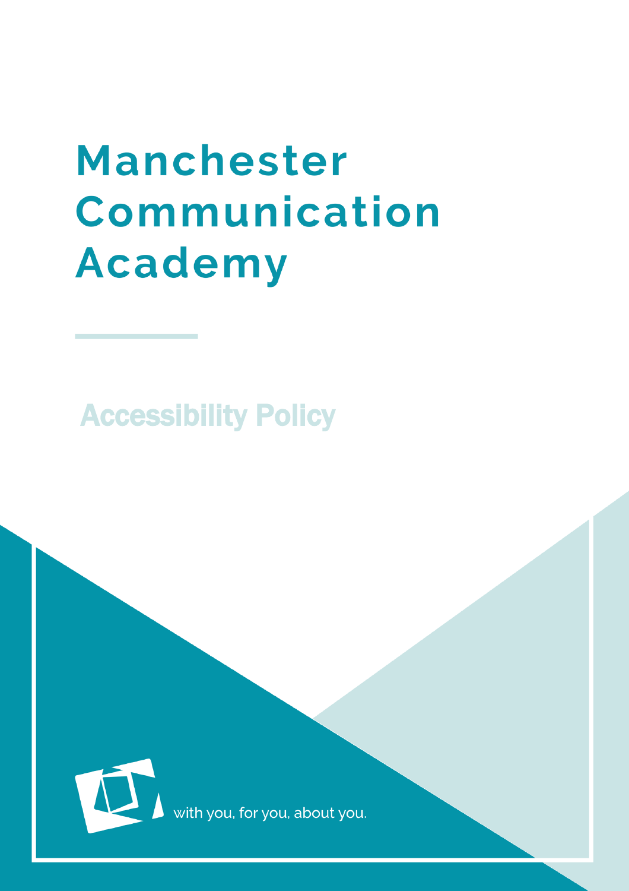# Manchester Communication Academy

## Accessibility Policy

with you, for you, about you.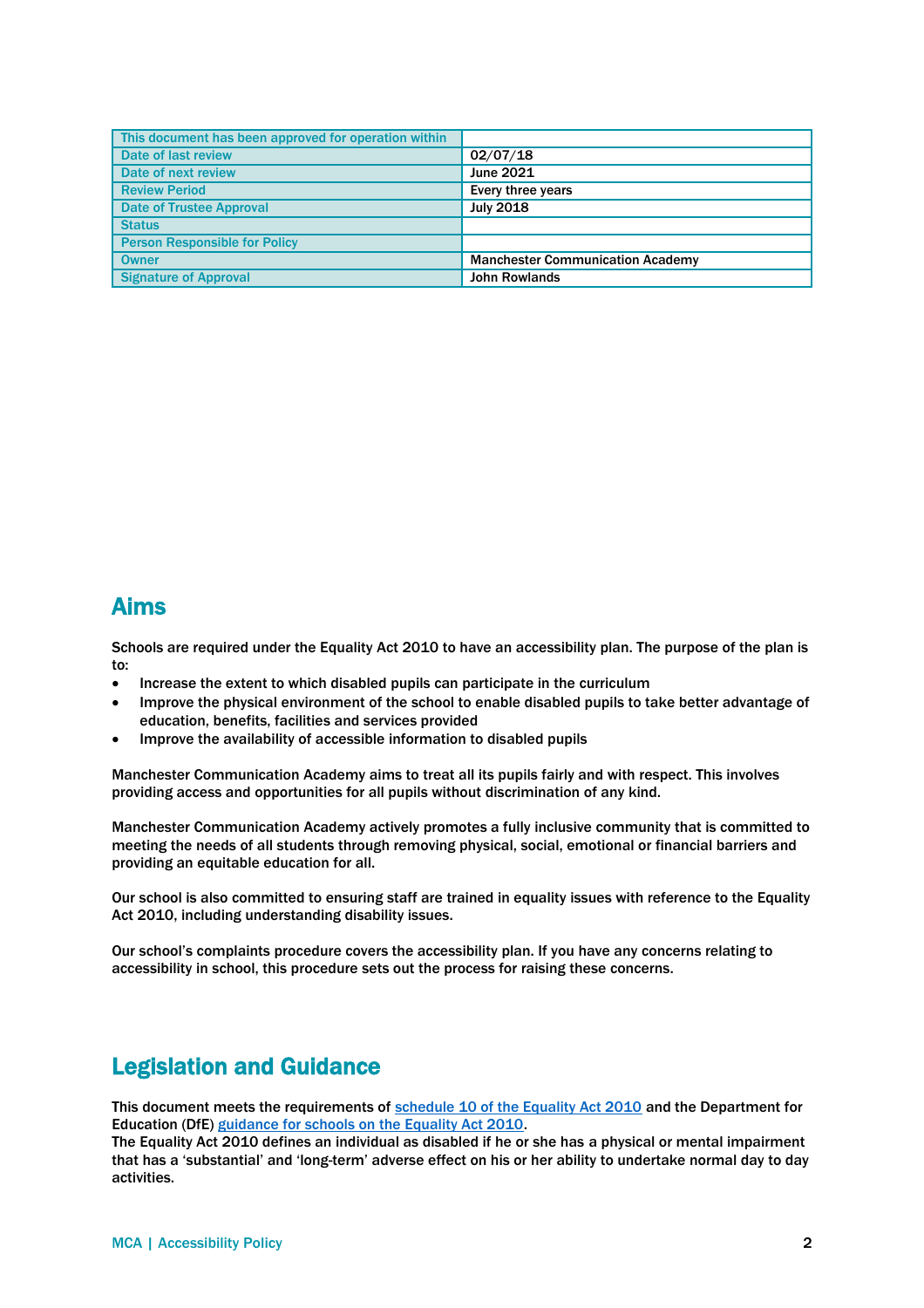| This document has been approved for operation within | |
|---|---|
| Date of last review | 02/07/18 |
| Date of next review | June 2021 |
| Review Period | Every three years |
| Date of Trustee Approval | July 2018 |
| Status | |
| Person Responsible for Policy | |
| Owner | Manchester Communication Academy |
| Signature of Approval | John Rowlands |

## Aims

Schools are required under the Equality Act 2010 to have an accessibility plan. The purpose of the plan is to:

- Increase the extent to which disabled pupils can participate in the curriculum
- Improve the physical environment of the school to enable disabled pupils to take better advantage of education, benefits, facilities and services provided
- Improve the availability of accessible information to disabled pupils

Manchester Communication Academy aims to treat all its pupils fairly and with respect. This involves providing access and opportunities for all pupils without discrimination of any kind.

Manchester Communication Academy actively promotes a fully inclusive community that is committed to meeting the needs of all students through removing physical, social, emotional or financial barriers and providing an equitable education for all.

Our school is also committed to ensuring staff are trained in equality issues with reference to the Equality Act 2010, including understanding disability issues.

Our school's complaints procedure covers the accessibility plan. If you have any concerns relating to accessibility in school, this procedure sets out the process for raising these concerns.

## Legislation and Guidance

This document meets the requirements of schedule 10 of the Equality Act 2010 and the Department for Education (DfE) guidance for schools on the Equality Act 2010.

The Equality Act 2010 defines an individual as disabled if he or she has a physical or mental impairment that has a 'substantial' and 'long-term' adverse effect on his or her ability to undertake normal day to day activities.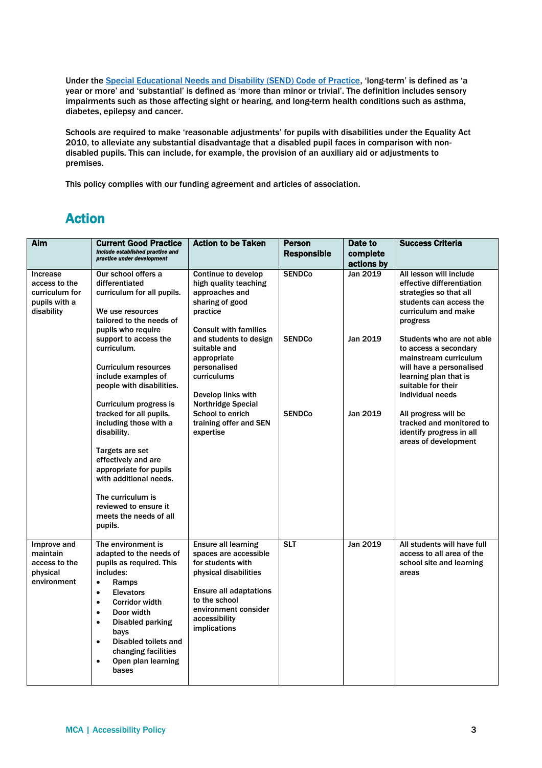Under the [Special Educational Needs and Disability (SEND) Code of Practice](), 'long-term' is defined as 'a year or more' and 'substantial' is defined as 'more than minor or trivial'. The definition includes sensory impairments such as those affecting sight or hearing, and long-term health conditions such as asthma, diabetes, epilepsy and cancer.

Schools are required to make 'reasonable adjustments' for pupils with disabilities under the Equality Act 2010, to alleviate any substantial disadvantage that a disabled pupil faces in comparison with non-disabled pupils. This can include, for example, the provision of an auxiliary aid or adjustments to premises.

This policy complies with our funding agreement and articles of association.

## Action

| Aim | Current Good Practice *Include established practice and practice under development* | Action to be Taken | Person Responsible | Date to complete actions by | Success Criteria |
|---|---|---|---|---|---|
| Increase access to the curriculum for pupils with a disability | Our school offers a differentiated curriculum for all pupils.<br><br>We use resources tailored to the needs of pupils who require support to access the curriculum.<br><br>Curriculum resources include examples of people with disabilities.<br><br>Curriculum progress is tracked for all pupils, including those with a disability.<br><br>Targets are set effectively and are appropriate for pupils with additional needs.<br><br>The curriculum is reviewed to ensure it meets the needs of all pupils. | Continue to develop high quality teaching approaches and sharing of good practice<br><br>Consult with families and students to design suitable and appropriate personalised curriculums<br><br>Develop links with Northridge Special School to enrich training offer and SEN expertise | SENDCo<br><br>SENDCo<br><br>SENDCo | Jan 2019<br><br>Jan 2019<br><br>Jan 2019 | All lesson will include effective differentiation strategies so that all students can access the curriculum and make progress<br><br>Students who are not able to access a secondary mainstream curriculum will have a personalised learning plan that is suitable for their individual needs<br><br>All progress will be tracked and monitored to identify progress in all areas of development |
| Improve and maintain access to the physical environment | The environment is adapted to the needs of pupils as required. This includes:<br>• Ramps<br>• Elevators<br>• Corridor width<br>• Door width<br>• Disabled parking bays<br>• Disabled toilets and changing facilities<br>• Open plan learning bases | Ensure all learning spaces are accessible for students with physical disabilities<br><br>Ensure all adaptations to the school environment consider accessibility implications | SLT | Jan 2019 | All students will have full access to all area of the school site and learning areas |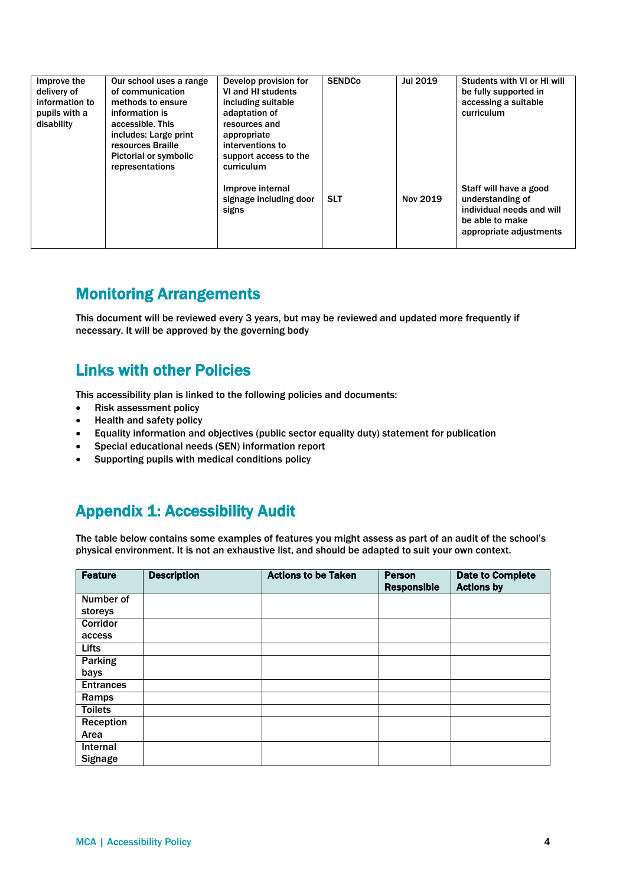| | | | | | |
|---|---|---|---|---|---|
| Improve the delivery of information to pupils with a disability | Our school uses a range of communication methods to ensure information is accessible. This includes: Large print resources Braille Pictorial or symbolic representations | Develop provision for VI and HI students including suitable adaptation of resources and appropriate interventions to support access to the curriculum | SENDCo | Jul 2019 | Students with VI or HI will be fully supported in accessing a suitable curriculum |
| | | Improve internal signage including door signs | SLT | Nov 2019 | Staff will have a good understanding of individual needs and will be able to make appropriate adjustments |

## Monitoring Arrangements

This document will be reviewed every 3 years, but may be reviewed and updated more frequently if necessary. It will be approved by the governing body

## Links with other Policies

This accessibility plan is linked to the following policies and documents:

- Risk assessment policy
- Health and safety policy
- Equality information and objectives (public sector equality duty) statement for publication
- Special educational needs (SEN) information report
- Supporting pupils with medical conditions policy

## Appendix 1: Accessibility Audit

The table below contains some examples of features you might assess as part of an audit of the school's physical environment. It is not an exhaustive list, and should be adapted to suit your own context.

| Feature | Description | Actions to be Taken | Person Responsible | Date to Complete Actions by |
|---|---|---|---|---|
| Number of storeys | | | | |
| Corridor access | | | | |
| Lifts | | | | |
| Parking bays | | | | |
| Entrances | | | | |
| Ramps | | | | |
| Toilets | | | | |
| Reception Area | | | | |
| Internal Signage | | | | |